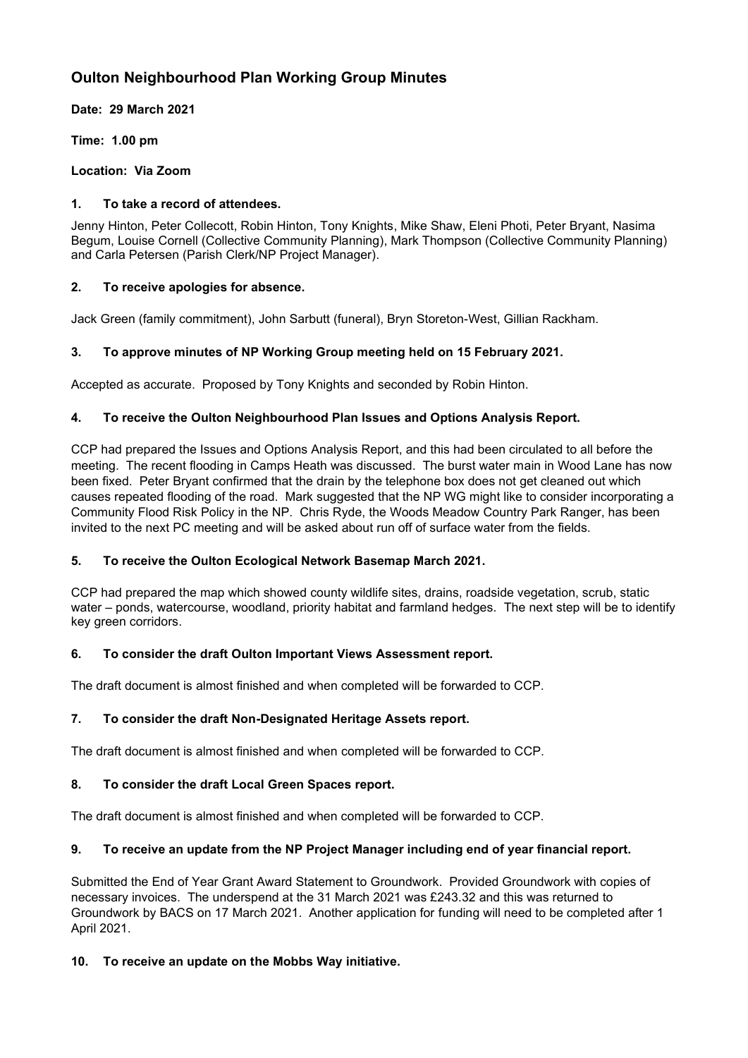# Oulton Neighbourhood Plan Working Group Minutes

**Date: 29 March 2021**

**Time: 1.00 pm**

**Location: Via Zoom**

### 1. To take a record of attendees.

Jenny Hinton, Peter Collecott, Robin Hinton, Tony Knights, Mike Shaw, Eleni Photi, Peter Bryant, Nasima Begum, Louise Cornell (Collective Community Planning), Mark Thompson (Collective Community Planning) and Carla Petersen (Parish Clerk/NP Project Manager).

### 2. To receive apologies for absence.

Jack Green (family commitment), John Sarbutt (funeral), Bryn Storeton-West, Gillian Rackham.

### 3. To approve minutes of NP Working Group meeting held on 15 February 2021.

Accepted as accurate. Proposed by Tony Knights and seconded by Robin Hinton.

### 4. To receive the Oulton Neighbourhood Plan Issues and Options Analysis Report.

CCP had prepared the Issues and Options Analysis Report, and this had been circulated to all before the meeting. The recent flooding in Camps Heath was discussed. The burst water main in Wood Lane has now been fixed. Peter Bryant confirmed that the drain by the telephone box does not get cleaned out which causes repeated flooding of the road. Mark suggested that the NP WG might like to consider incorporating a Community Flood Risk Policy in the NP. Chris Ryde, the Woods Meadow Country Park Ranger, has been invited to the next PC meeting and will be asked about run off of surface water from the fields.

### 5. To receive the Oulton Ecological Network Basemap March 2021.

CCP had prepared the map which showed county wildlife sites, drains, roadside vegetation, scrub, static water – ponds, watercourse, woodland, priority habitat and farmland hedges. The next step will be to identify key green corridors.

### 6. To consider the draft Oulton Important Views Assessment report.

The draft document is almost finished and when completed will be forwarded to CCP.

### 7. To consider the draft Non-Designated Heritage Assets report.

The draft document is almost finished and when completed will be forwarded to CCP.

### 8. To consider the draft Local Green Spaces report.

The draft document is almost finished and when completed will be forwarded to CCP.

### 9. To receive an update from the NP Project Manager including end of year financial report.

Submitted the End of Year Grant Award Statement to Groundwork. Provided Groundwork with copies of necessary invoices. The underspend at the 31 March 2021 was £243.32 and this was returned to Groundwork by BACS on 17 March 2021. Another application for funding will need to be completed after 1 April 2021.

### 10. To receive an update on the Mobbs Way initiative.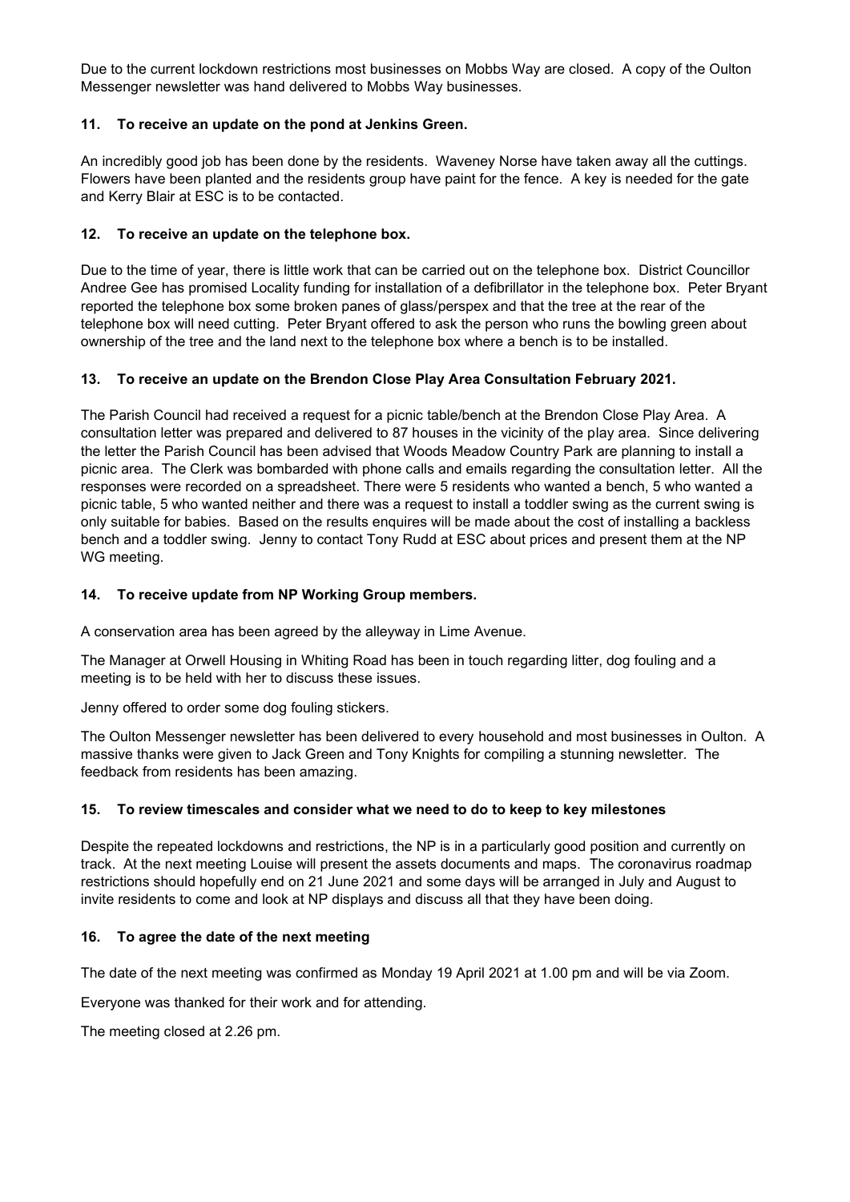Due to the current lockdown restrictions most businesses on Mobbs Way are closed. A copy of the Oulton Messenger newsletter was hand delivered to Mobbs Way businesses.

### 11. To receive an update on the pond at Jenkins Green.

An incredibly good job has been done by the residents. Waveney Norse have taken away all the cuttings. Flowers have been planted and the residents group have paint for the fence. A key is needed for the gate and Kerry Blair at ESC is to be contacted.

### 12. To receive an update on the telephone box.

Due to the time of year, there is little work that can be carried out on the telephone box. District Councillor Andree Gee has promised Locality funding for installation of a defibrillator in the telephone box. Peter Bryant reported the telephone box some broken panes of glass/perspex and that the tree at the rear of the telephone box will need cutting. Peter Bryant offered to ask the person who runs the bowling green about ownership of the tree and the land next to the telephone box where a bench is to be installed.

### 13. To receive an update on the Brendon Close Play Area Consultation February 2021.

The Parish Council had received a request for a picnic table/bench at the Brendon Close Play Area. A consultation letter was prepared and delivered to 87 houses in the vicinity of the play area. Since delivering the letter the Parish Council has been advised that Woods Meadow Country Park are planning to install a picnic area. The Clerk was bombarded with phone calls and emails regarding the consultation letter. All the responses were recorded on a spreadsheet. There were 5 residents who wanted a bench, 5 who wanted a picnic table, 5 who wanted neither and there was a request to install a toddler swing as the current swing is only suitable for babies. Based on the results enquires will be made about the cost of installing a backless bench and a toddler swing. Jenny to contact Tony Rudd at ESC about prices and present them at the NP WG meeting.

### 14. To receive update from NP Working Group members.

A conservation area has been agreed by the alleyway in Lime Avenue.

The Manager at Orwell Housing in Whiting Road has been in touch regarding litter, dog fouling and a meeting is to be held with her to discuss these issues.

Jenny offered to order some dog fouling stickers.

The Oulton Messenger newsletter has been delivered to every household and most businesses in Oulton. A massive thanks were given to Jack Green and Tony Knights for compiling a stunning newsletter. The feedback from residents has been amazing.

### 15. To review timescales and consider what we need to do to keep to key milestones

Despite the repeated lockdowns and restrictions, the NP is in a particularly good position and currently on track. At the next meeting Louise will present the assets documents and maps. The coronavirus roadmap restrictions should hopefully end on 21 June 2021 and some days will be arranged in July and August to invite residents to come and look at NP displays and discuss all that they have been doing.

### 16. To agree the date of the next meeting

The date of the next meeting was confirmed as Monday 19 April 2021 at 1.00 pm and will be via Zoom.

Everyone was thanked for their work and for attending.

The meeting closed at 2.26 pm.